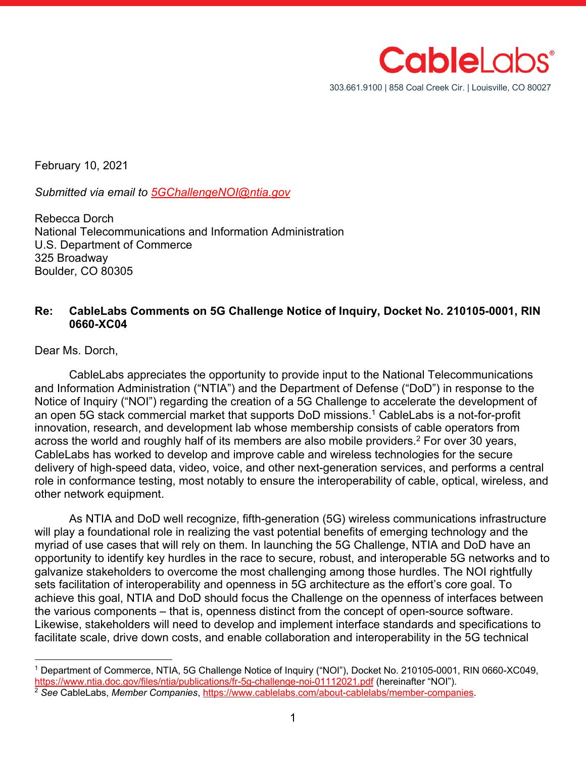CableLabs®

303.661.9100 | 858 Coal Creek Cir. | Louisville, CO 80027

February 10, 2021

*Submitted via email to 5GChallengeNOI@ntia.gov*

Rebecca Dorch
National Telecommunications and Information Administration
U.S. Department of Commerce
325 Broadway
Boulder, CO 80305

**Re: CableLabs Comments on 5G Challenge Notice of Inquiry, Docket No. 210105-0001, RIN 0660-XC04**

Dear Ms. Dorch,

CableLabs appreciates the opportunity to provide input to the National Telecommunications and Information Administration ("NTIA") and the Department of Defense ("DoD") in response to the Notice of Inquiry ("NOI") regarding the creation of a 5G Challenge to accelerate the development of an open 5G stack commercial market that supports DoD missions.[1] CableLabs is a not-for-profit innovation, research, and development lab whose membership consists of cable operators from across the world and roughly half of its members are also mobile providers.[2] For over 30 years, CableLabs has worked to develop and improve cable and wireless technologies for the secure delivery of high-speed data, video, voice, and other next-generation services, and performs a central role in conformance testing, most notably to ensure the interoperability of cable, optical, wireless, and other network equipment.

As NTIA and DoD well recognize, fifth-generation (5G) wireless communications infrastructure will play a foundational role in realizing the vast potential benefits of emerging technology and the myriad of use cases that will rely on them. In launching the 5G Challenge, NTIA and DoD have an opportunity to identify key hurdles in the race to secure, robust, and interoperable 5G networks and to galvanize stakeholders to overcome the most challenging among those hurdles. The NOI rightfully sets facilitation of interoperability and openness in 5G architecture as the effort's core goal. To achieve this goal, NTIA and DoD should focus the Challenge on the openness of interfaces between the various components – that is, openness distinct from the concept of open-source software. Likewise, stakeholders will need to develop and implement interface standards and specifications to facilitate scale, drive down costs, and enable collaboration and interoperability in the 5G technical

---

[1] Department of Commerce, NTIA, 5G Challenge Notice of Inquiry ("NOI"), Docket No. 210105-0001, RIN 0660-XC049, https://www.ntia.doc.gov/files/ntia/publications/fr-5g-challenge-noi-01112021.pdf (hereinafter "NOI").

[2] *See* CableLabs, *Member Companies*, https://www.cablelabs.com/about-cablelabs/member-companies.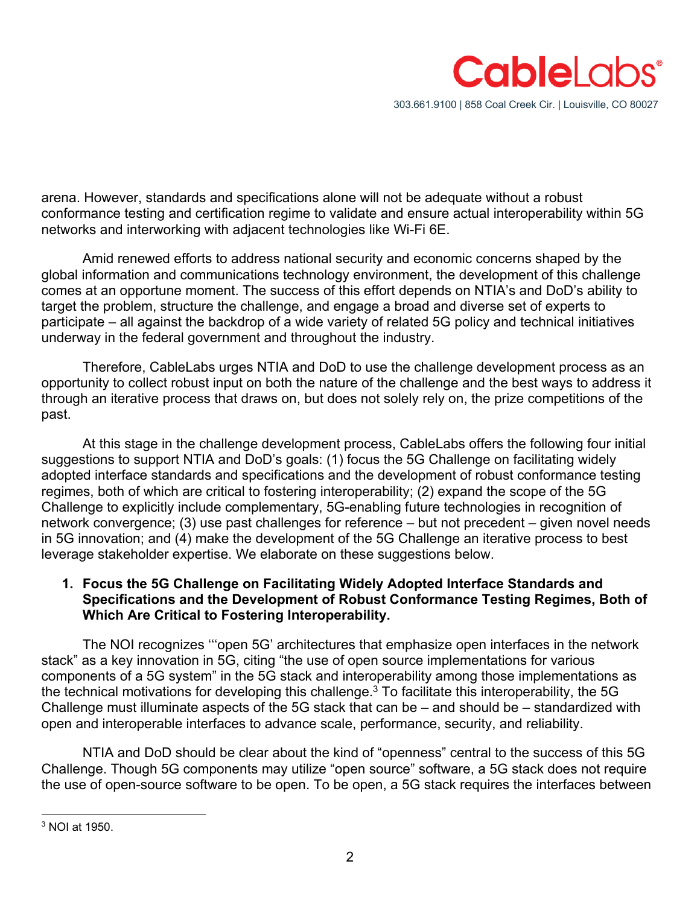arena. However, standards and specifications alone will not be adequate without a robust conformance testing and certification regime to validate and ensure actual interoperability within 5G networks and interworking with adjacent technologies like Wi-Fi 6E.

Amid renewed efforts to address national security and economic concerns shaped by the global information and communications technology environment, the development of this challenge comes at an opportune moment. The success of this effort depends on NTIA's and DoD's ability to target the problem, structure the challenge, and engage a broad and diverse set of experts to participate – all against the backdrop of a wide variety of related 5G policy and technical initiatives underway in the federal government and throughout the industry.

Therefore, CableLabs urges NTIA and DoD to use the challenge development process as an opportunity to collect robust input on both the nature of the challenge and the best ways to address it through an iterative process that draws on, but does not solely rely on, the prize competitions of the past.

At this stage in the challenge development process, CableLabs offers the following four initial suggestions to support NTIA and DoD's goals: (1) focus the 5G Challenge on facilitating widely adopted interface standards and specifications and the development of robust conformance testing regimes, both of which are critical to fostering interoperability; (2) expand the scope of the 5G Challenge to explicitly include complementary, 5G-enabling future technologies in recognition of network convergence; (3) use past challenges for reference – but not precedent – given novel needs in 5G innovation; and (4) make the development of the 5G Challenge an iterative process to best leverage stakeholder expertise. We elaborate on these suggestions below.

## 1. Focus the 5G Challenge on Facilitating Widely Adopted Interface Standards and Specifications and the Development of Robust Conformance Testing Regimes, Both of Which Are Critical to Fostering Interoperability.

The NOI recognizes "'open 5G' architectures that emphasize open interfaces in the network stack" as a key innovation in 5G, citing "the use of open source implementations for various components of a 5G system" in the 5G stack and interoperability among those implementations as the technical motivations for developing this challenge.[3] To facilitate this interoperability, the 5G Challenge must illuminate aspects of the 5G stack that can be – and should be – standardized with open and interoperable interfaces to advance scale, performance, security, and reliability.

NTIA and DoD should be clear about the kind of "openness" central to the success of this 5G Challenge. Though 5G components may utilize "open source" software, a 5G stack does not require the use of open-source software to be open. To be open, a 5G stack requires the interfaces between

[3] NOI at 1950.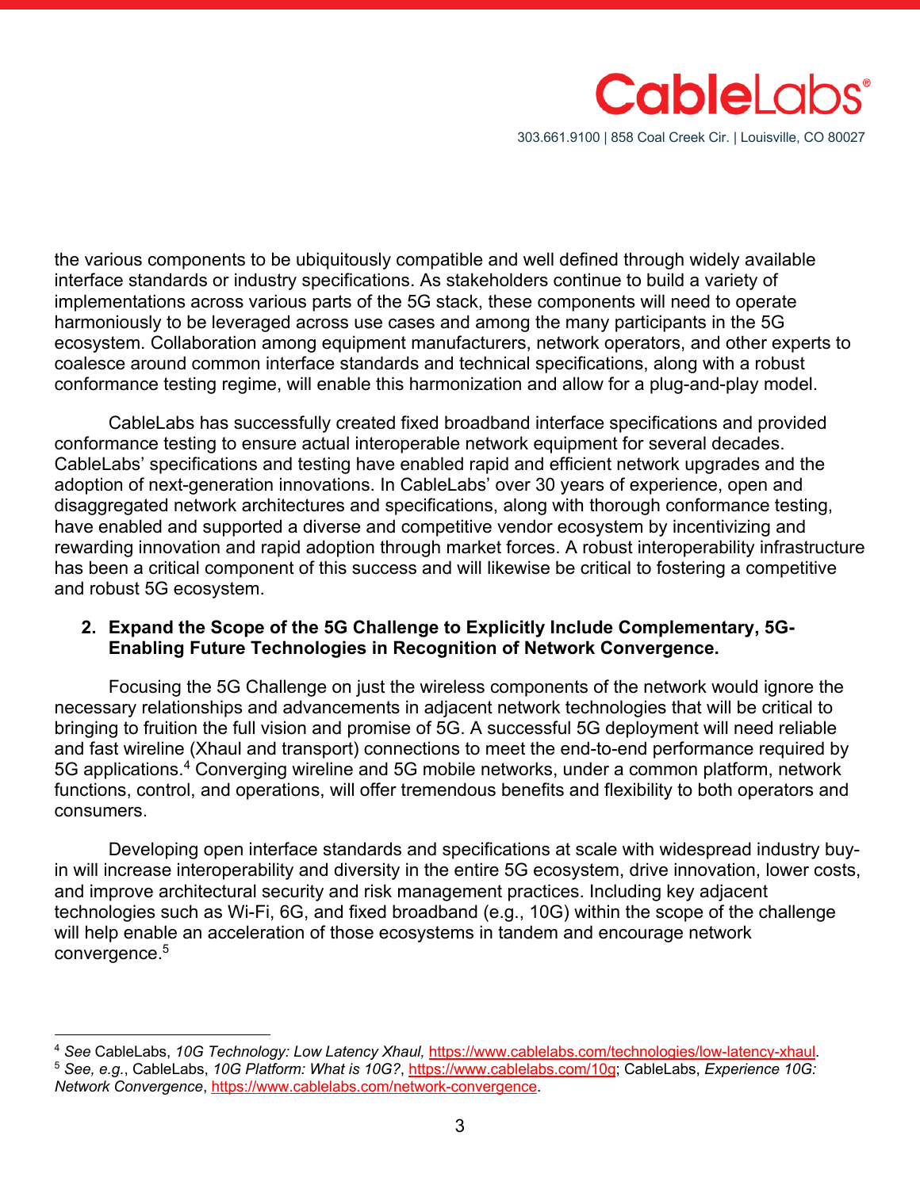the various components to be ubiquitously compatible and well defined through widely available interface standards or industry specifications. As stakeholders continue to build a variety of implementations across various parts of the 5G stack, these components will need to operate harmoniously to be leveraged across use cases and among the many participants in the 5G ecosystem. Collaboration among equipment manufacturers, network operators, and other experts to coalesce around common interface standards and technical specifications, along with a robust conformance testing regime, will enable this harmonization and allow for a plug-and-play model.

CableLabs has successfully created fixed broadband interface specifications and provided conformance testing to ensure actual interoperable network equipment for several decades. CableLabs' specifications and testing have enabled rapid and efficient network upgrades and the adoption of next-generation innovations. In CableLabs' over 30 years of experience, open and disaggregated network architectures and specifications, along with thorough conformance testing, have enabled and supported a diverse and competitive vendor ecosystem by incentivizing and rewarding innovation and rapid adoption through market forces. A robust interoperability infrastructure has been a critical component of this success and will likewise be critical to fostering a competitive and robust 5G ecosystem.

2. **Expand the Scope of the 5G Challenge to Explicitly Include Complementary, 5G-Enabling Future Technologies in Recognition of Network Convergence.**

Focusing the 5G Challenge on just the wireless components of the network would ignore the necessary relationships and advancements in adjacent network technologies that will be critical to bringing to fruition the full vision and promise of 5G. A successful 5G deployment will need reliable and fast wireline (Xhaul and transport) connections to meet the end-to-end performance required by 5G applications.[4] Converging wireline and 5G mobile networks, under a common platform, network functions, control, and operations, will offer tremendous benefits and flexibility to both operators and consumers.

Developing open interface standards and specifications at scale with widespread industry buy-in will increase interoperability and diversity in the entire 5G ecosystem, drive innovation, lower costs, and improve architectural security and risk management practices. Including key adjacent technologies such as Wi-Fi, 6G, and fixed broadband (e.g., 10G) within the scope of the challenge will help enable an acceleration of those ecosystems in tandem and encourage network convergence.[5]

---

[4] *See* CableLabs, *10G Technology: Low Latency Xhaul,* https://www.cablelabs.com/technologies/low-latency-xhaul.

[5] *See, e.g.*, CableLabs, *10G Platform: What is 10G?*, https://www.cablelabs.com/10g; CableLabs, *Experience 10G: Network Convergence*, https://www.cablelabs.com/network-convergence.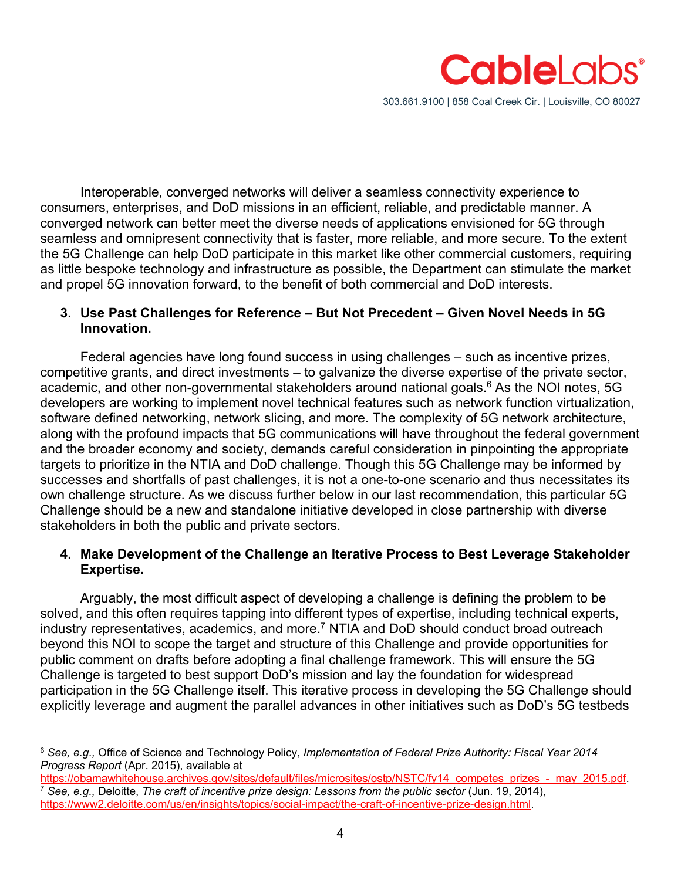Interoperable, converged networks will deliver a seamless connectivity experience to consumers, enterprises, and DoD missions in an efficient, reliable, and predictable manner. A converged network can better meet the diverse needs of applications envisioned for 5G through seamless and omnipresent connectivity that is faster, more reliable, and more secure. To the extent the 5G Challenge can help DoD participate in this market like other commercial customers, requiring as little bespoke technology and infrastructure as possible, the Department can stimulate the market and propel 5G innovation forward, to the benefit of both commercial and DoD interests.

3. **Use Past Challenges for Reference – But Not Precedent – Given Novel Needs in 5G Innovation.**

Federal agencies have long found success in using challenges – such as incentive prizes, competitive grants, and direct investments – to galvanize the diverse expertise of the private sector, academic, and other non-governmental stakeholders around national goals.[6] As the NOI notes, 5G developers are working to implement novel technical features such as network function virtualization, software defined networking, network slicing, and more. The complexity of 5G network architecture, along with the profound impacts that 5G communications will have throughout the federal government and the broader economy and society, demands careful consideration in pinpointing the appropriate targets to prioritize in the NTIA and DoD challenge. Though this 5G Challenge may be informed by successes and shortfalls of past challenges, it is not a one-to-one scenario and thus necessitates its own challenge structure. As we discuss further below in our last recommendation, this particular 5G Challenge should be a new and standalone initiative developed in close partnership with diverse stakeholders in both the public and private sectors.

4. **Make Development of the Challenge an Iterative Process to Best Leverage Stakeholder Expertise.**

Arguably, the most difficult aspect of developing a challenge is defining the problem to be solved, and this often requires tapping into different types of expertise, including technical experts, industry representatives, academics, and more.[7] NTIA and DoD should conduct broad outreach beyond this NOI to scope the target and structure of this Challenge and provide opportunities for public comment on drafts before adopting a final challenge framework. This will ensure the 5G Challenge is targeted to best support DoD's mission and lay the foundation for widespread participation in the 5G Challenge itself. This iterative process in developing the 5G Challenge should explicitly leverage and augment the parallel advances in other initiatives such as DoD's 5G testbeds

---

[6] *See, e.g.,* Office of Science and Technology Policy, *Implementation of Federal Prize Authority: Fiscal Year 2014 Progress Report* (Apr. 2015), available at https://obamawhitehouse.archives.gov/sites/default/files/microsites/ostp/NSTC/fy14_competes_prizes_-_may_2015.pdf.

[7] *See, e.g.,* Deloitte, *The craft of incentive prize design: Lessons from the public sector* (Jun. 19, 2014), https://www2.deloitte.com/us/en/insights/topics/social-impact/the-craft-of-incentive-prize-design.html.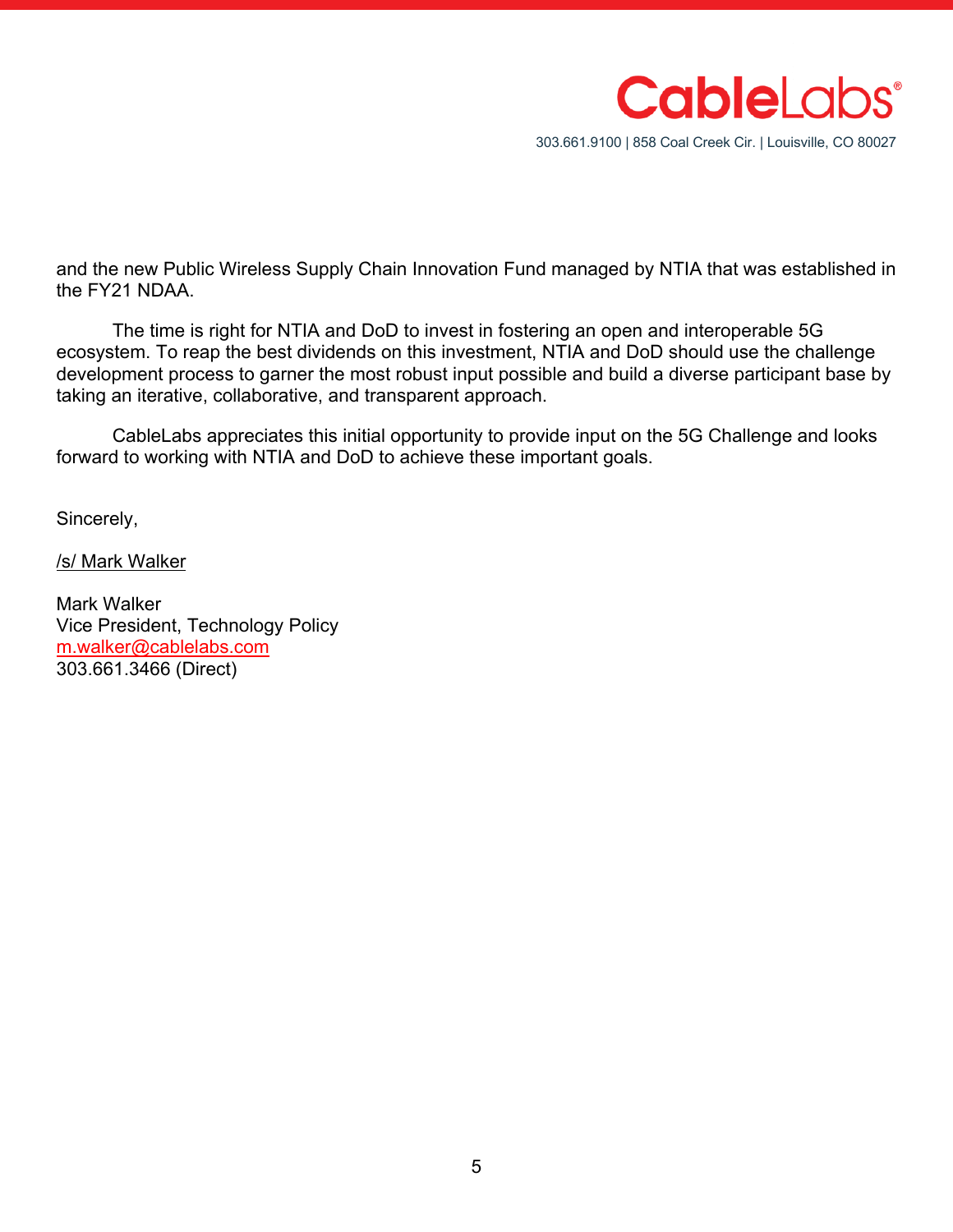and the new Public Wireless Supply Chain Innovation Fund managed by NTIA that was established in the FY21 NDAA.

The time is right for NTIA and DoD to invest in fostering an open and interoperable 5G ecosystem. To reap the best dividends on this investment, NTIA and DoD should use the challenge development process to garner the most robust input possible and build a diverse participant base by taking an iterative, collaborative, and transparent approach.

CableLabs appreciates this initial opportunity to provide input on the 5G Challenge and looks forward to working with NTIA and DoD to achieve these important goals.

Sincerely,

/s/ Mark Walker

Mark Walker
Vice President, Technology Policy
m.walker@cablelabs.com
303.661.3466 (Direct)